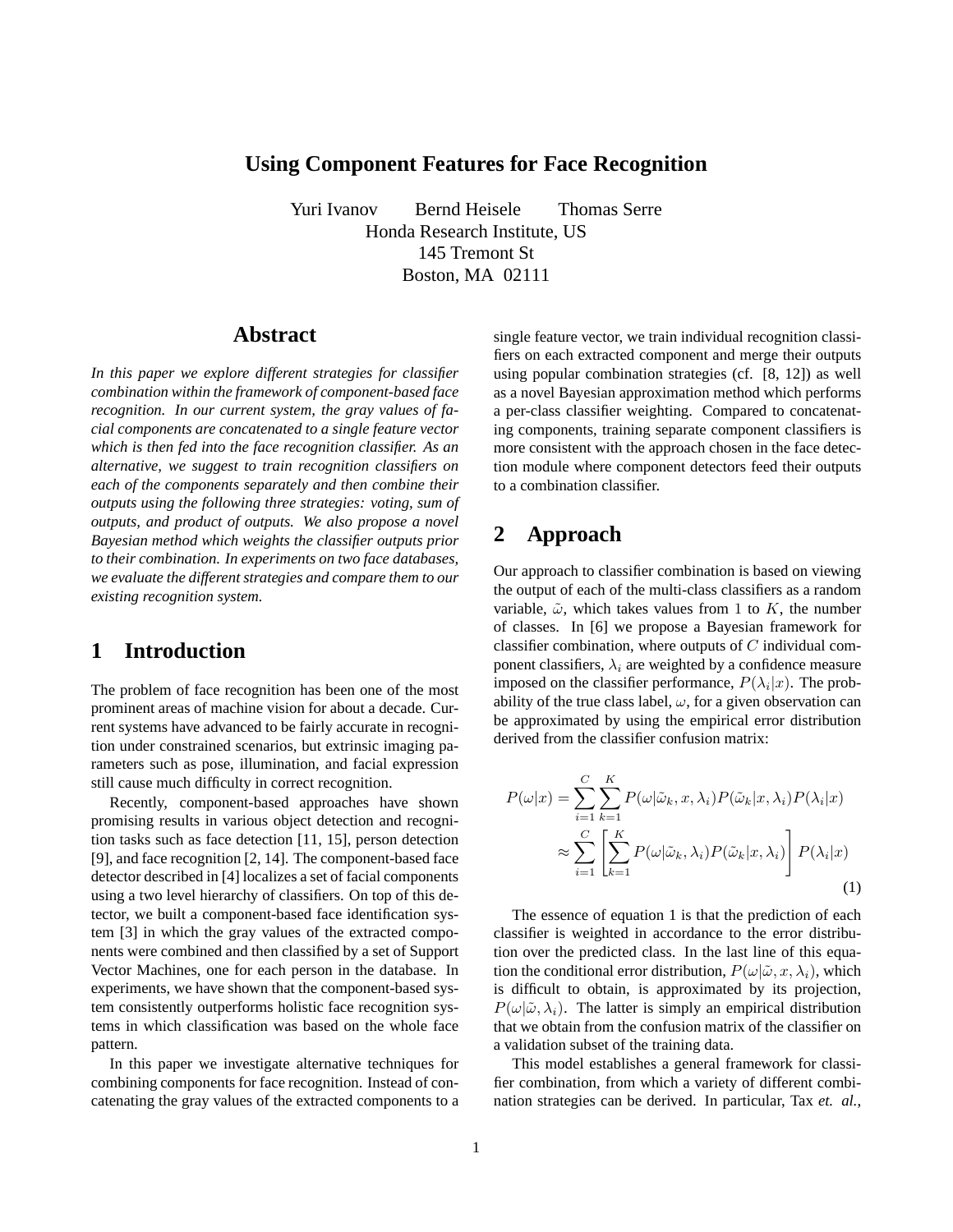# Using Component Features for Face Recognition

Yuri Ivanov  Bernd Heisele  Thomas Serre
Honda Research Institute, US
145 Tremont St
Boston, MA 02111

## Abstract

*In this paper we explore different strategies for classifier combination within the framework of component-based face recognition. In our current system, the gray values of facial components are concatenated to a single feature vector which is then fed into the face recognition classifier. As an alternative, we suggest to train recognition classifiers on each of the components separately and then combine their outputs using the following three strategies: voting, sum of outputs, and product of outputs. We also propose a novel Bayesian method which weights the classifier outputs prior to their combination. In experiments on two face databases, we evaluate the different strategies and compare them to our existing recognition system.*

## 1 Introduction

The problem of face recognition has been one of the most prominent areas of machine vision for about a decade. Current systems have advanced to be fairly accurate in recognition under constrained scenarios, but extrinsic imaging parameters such as pose, illumination, and facial expression still cause much difficulty in correct recognition.

Recently, component-based approaches have shown promising results in various object detection and recognition tasks such as face detection [11, 15], person detection [9], and face recognition [2, 14]. The component-based face detector described in [4] localizes a set of facial components using a two level hierarchy of classifiers. On top of this detector, we built a component-based face identification system [3] in which the gray values of the extracted components were combined and then classified by a set of Support Vector Machines, one for each person in the database. In experiments, we have shown that the component-based system consistently outperforms holistic face recognition systems in which classification was based on the whole face pattern.

In this paper we investigate alternative techniques for combining components for face recognition. Instead of concatenating the gray values of the extracted components to a single feature vector, we train individual recognition classifiers on each extracted component and merge their outputs using popular combination strategies (cf. [8, 12]) as well as a novel Bayesian approximation method which performs a per-class classifier weighting. Compared to concatenating components, training separate component classifiers is more consistent with the approach chosen in the face detection module where component detectors feed their outputs to a combination classifier.

## 2 Approach

Our approach to classifier combination is based on viewing the output of each of the multi-class classifiers as a random variable, $\tilde{\omega}$, which takes values from 1 to $K$, the number of classes. In [6] we propose a Bayesian framework for classifier combination, where outputs of $C$ individual component classifiers, $\lambda_i$ are weighted by a confidence measure imposed on the classifier performance, $P(\lambda_i|x)$. The probability of the true class label, $\omega$, for a given observation can be approximated by using the empirical error distribution derived from the classifier confusion matrix:

$$
\begin{aligned}
P(\omega|x) &= \sum_{i=1}^{C}\sum_{k=1}^{K} P(\omega|\tilde{\omega}_k, x, \lambda_i)P(\tilde{\omega}_k|x,\lambda_i)P(\lambda_i|x) \\
&\approx \sum_{i=1}^{C}\left[\sum_{k=1}^{K} P(\omega|\tilde{\omega}_k,\lambda_i)P(\tilde{\omega}_k|x,\lambda_i)\right]P(\lambda_i|x)
\end{aligned}
\tag{1}
$$

The essence of equation 1 is that the prediction of each classifier is weighted in accordance to the error distribution over the predicted class. In the last line of this equation the conditional error distribution, $P(\omega|\tilde{\omega}, x, \lambda_i)$, which is difficult to obtain, is approximated by its projection, $P(\omega|\tilde{\omega}, \lambda_i)$. The latter is simply an empirical distribution that we obtain from the confusion matrix of the classifier on a validation subset of the training data.

This model establishes a general framework for classifier combination, from which a variety of different combination strategies can be derived. In particular, Tax *et. al.*,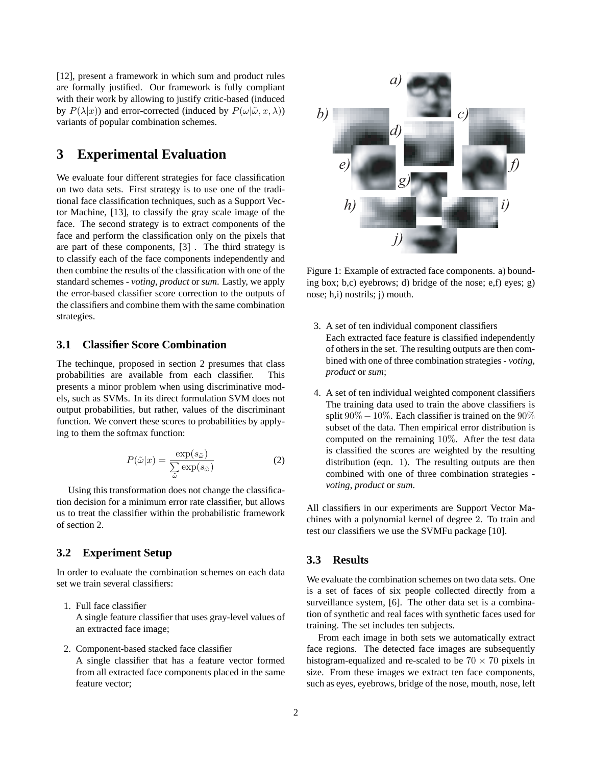[12], present a framework in which sum and product rules are formally justified. Our framework is fully compliant with their work by allowing to justify critic-based (induced by $P(\lambda|x)$) and error-corrected (induced by $P(\omega|\tilde{\omega}, x, \lambda)$) variants of popular combination schemes.

## 3 Experimental Evaluation

We evaluate four different strategies for face classification on two data sets. First strategy is to use one of the traditional face classification techniques, such as a Support Vector Machine, [13], to classify the gray scale image of the face. The second strategy is to extract components of the face and perform the classification only on the pixels that are part of these components, [3] . The third strategy is to classify each of the face components independently and then combine the results of the classification with one of the standard schemes - *voting*, *product* or *sum*. Lastly, we apply the error-based classifier score correction to the outputs of the classifiers and combine them with the same combination strategies.

### 3.1 Classifier Score Combination

The techinque, proposed in section 2 presumes that class probabilities are available from each classifier. This presents a minor problem when using discriminative models, such as SVMs. In its direct formulation SVM does not output probabilities, but rather, values of the discriminant function. We convert these scores to probabilities by applying to them the softmax function:

$$P(\tilde{\omega}|x) = \frac{\exp(s_{\tilde{\omega}})}{\sum_{\tilde{\omega}} \exp(s_{\tilde{\omega}})} \tag{2}$$

Using this transformation does not change the classification decision for a minimum error rate classifier, but allows us to treat the classifier within the probabilistic framework of section 2.

### 3.2 Experiment Setup

In order to evaluate the combination schemes on each data set we train several classifiers:

1. Full face classifier
   A single feature classifier that uses gray-level values of an extracted face image;

2. Component-based stacked face classifier
   A single classifier that has a feature vector formed from all extracted face components placed in the same feature vector;

Figure 1: Example of extracted face components. a) bounding box; b,c) eyebrows; d) bridge of the nose; e,f) eyes; g) nose; h,i) nostrils; j) mouth.

3. A set of ten individual component classifiers
   Each extracted face feature is classified independently of others in the set. The resulting outputs are then combined with one of three combination strategies - *voting*, *product* or *sum*;

4. A set of ten individual weighted component classifiers
   The training data used to train the above classifiers is split $90\% - 10\%$. Each classifier is trained on the $90\%$ subset of the data. Then empirical error distribution is computed on the remaining $10\%$. After the test data is classified the scores are weighted by the resulting distribution (eqn. 1). The resulting outputs are then combined with one of three combination strategies - *voting*, *product* or *sum*.

All classifiers in our experiments are Support Vector Machines with a polynomial kernel of degree $2$. To train and test our classifiers we use the SVMFu package [10].

### 3.3 Results

We evaluate the combination schemes on two data sets. One is a set of faces of six people collected directly from a surveillance system, [6]. The other data set is a combination of synthetic and real faces with synthetic faces used for training. The set includes ten subjects.

From each image in both sets we automatically extract face regions. The detected face images are subsequently histogram-equalized and re-scaled to be $70 \times 70$ pixels in size. From these images we extract ten face components, such as eyes, eyebrows, bridge of the nose, mouth, nose, left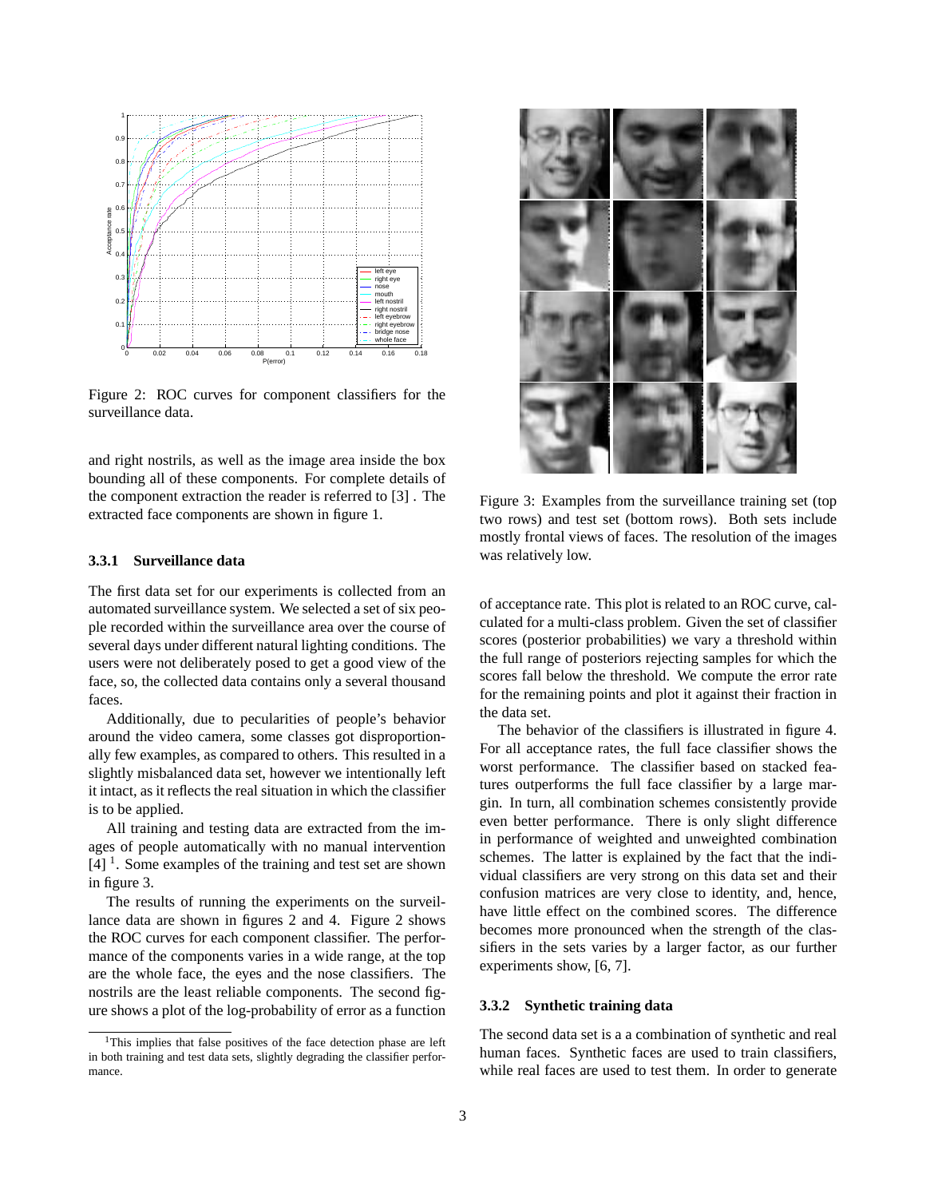Figure 2: ROC curves for component classifiers for the surveillance data.

and right nostrils, as well as the image area inside the box bounding all of these components. For complete details of the component extraction the reader is referred to [3] . The extracted face components are shown in figure 1.

### 3.3.1 Surveillance data

The first data set for our experiments is collected from an automated surveillance system. We selected a set of six people recorded within the surveillance area over the course of several days under different natural lighting conditions. The users were not deliberately posed to get a good view of the face, so, the collected data contains only a several thousand faces.

Additionally, due to pecularities of people's behavior around the video camera, some classes got disproportionally few examples, as compared to others. This resulted in a slightly misbalanced data set, however we intentionally left it intact, as it reflects the real situation in which the classifier is to be applied.

All training and testing data are extracted from the images of people automatically with no manual intervention [4] [1]. Some examples of the training and test set are shown in figure 3.

The results of running the experiments on the surveillance data are shown in figures 2 and 4. Figure 2 shows the ROC curves for each component classifier. The performance of the components varies in a wide range, at the top are the whole face, the eyes and the nose classifiers. The nostrils are the least reliable components. The second figure shows a plot of the log-probability of error as a function

[1]This implies that false positives of the face detection phase are left in both training and test data sets, slightly degrading the classifier performance.

Figure 3: Examples from the surveillance training set (top two rows) and test set (bottom rows). Both sets include mostly frontal views of faces. The resolution of the images was relatively low.

of acceptance rate. This plot is related to an ROC curve, calculated for a multi-class problem. Given the set of classifier scores (posterior probabilities) we vary a threshold within the full range of posteriors rejecting samples for which the scores fall below the threshold. We compute the error rate for the remaining points and plot it against their fraction in the data set.

The behavior of the classifiers is illustrated in figure 4. For all acceptance rates, the full face classifier shows the worst performance. The classifier based on stacked features outperforms the full face classifier by a large margin. In turn, all combination schemes consistently provide even better performance. There is only slight difference in performance of weighted and unweighted combination schemes. The latter is explained by the fact that the individual classifiers are very strong on this data set and their confusion matrices are very close to identity, and, hence, have little effect on the combined scores. The difference becomes more pronounced when the strength of the classifiers in the sets varies by a larger factor, as our further experiments show, [6, 7].

### 3.3.2 Synthetic training data

The second data set is a a combination of synthetic and real human faces. Synthetic faces are used to train classifiers, while real faces are used to test them. In order to generate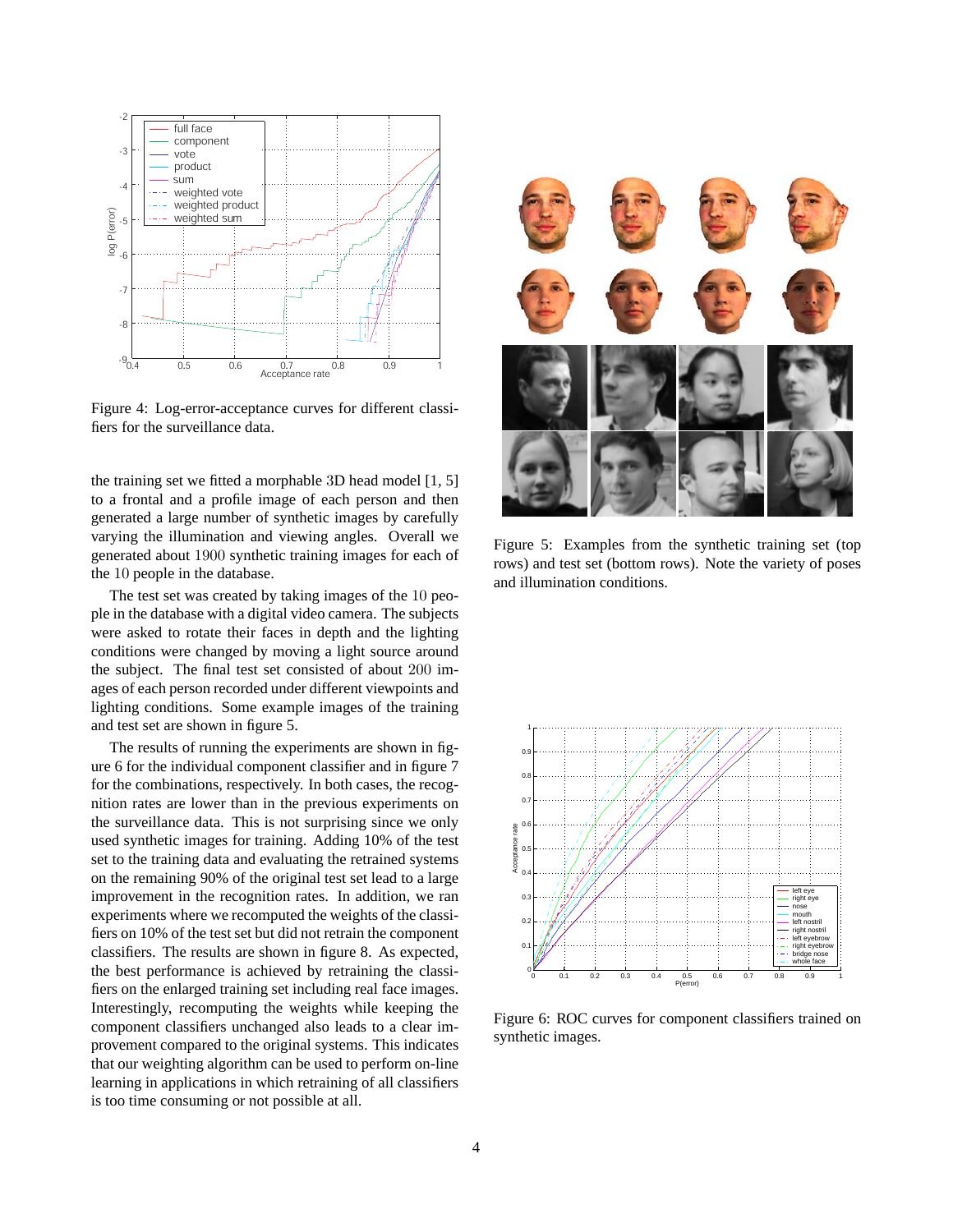Figure 4: Log-error-acceptance curves for different classifiers for the surveillance data.

the training set we fitted a morphable 3D head model [1, 5] to a frontal and a profile image of each person and then generated a large number of synthetic images by carefully varying the illumination and viewing angles. Overall we generated about 1900 synthetic training images for each of the 10 people in the database.

The test set was created by taking images of the 10 people in the database with a digital video camera. The subjects were asked to rotate their faces in depth and the lighting conditions were changed by moving a light source around the subject. The final test set consisted of about 200 images of each person recorded under different viewpoints and lighting conditions. Some example images of the training and test set are shown in figure 5.

The results of running the experiments are shown in figure 6 for the individual component classifier and in figure 7 for the combinations, respectively. In both cases, the recognition rates are lower than in the previous experiments on the surveillance data. This is not surprising since we only used synthetic images for training. Adding 10% of the test set to the training data and evaluating the retrained systems on the remaining 90% of the original test set lead to a large improvement in the recognition rates. In addition, we ran experiments where we recomputed the weights of the classifiers on 10% of the test set but did not retrain the component classifiers. The results are shown in figure 8. As expected, the best performance is achieved by retraining the classifiers on the enlarged training set including real face images. Interestingly, recomputing the weights while keeping the component classifiers unchanged also leads to a clear improvement compared to the original systems. This indicates that our weighting algorithm can be used to perform on-line learning in applications in which retraining of all classifiers is too time consuming or not possible at all.

Figure 5: Examples from the synthetic training set (top rows) and test set (bottom rows). Note the variety of poses and illumination conditions.

Figure 6: ROC curves for component classifiers trained on synthetic images.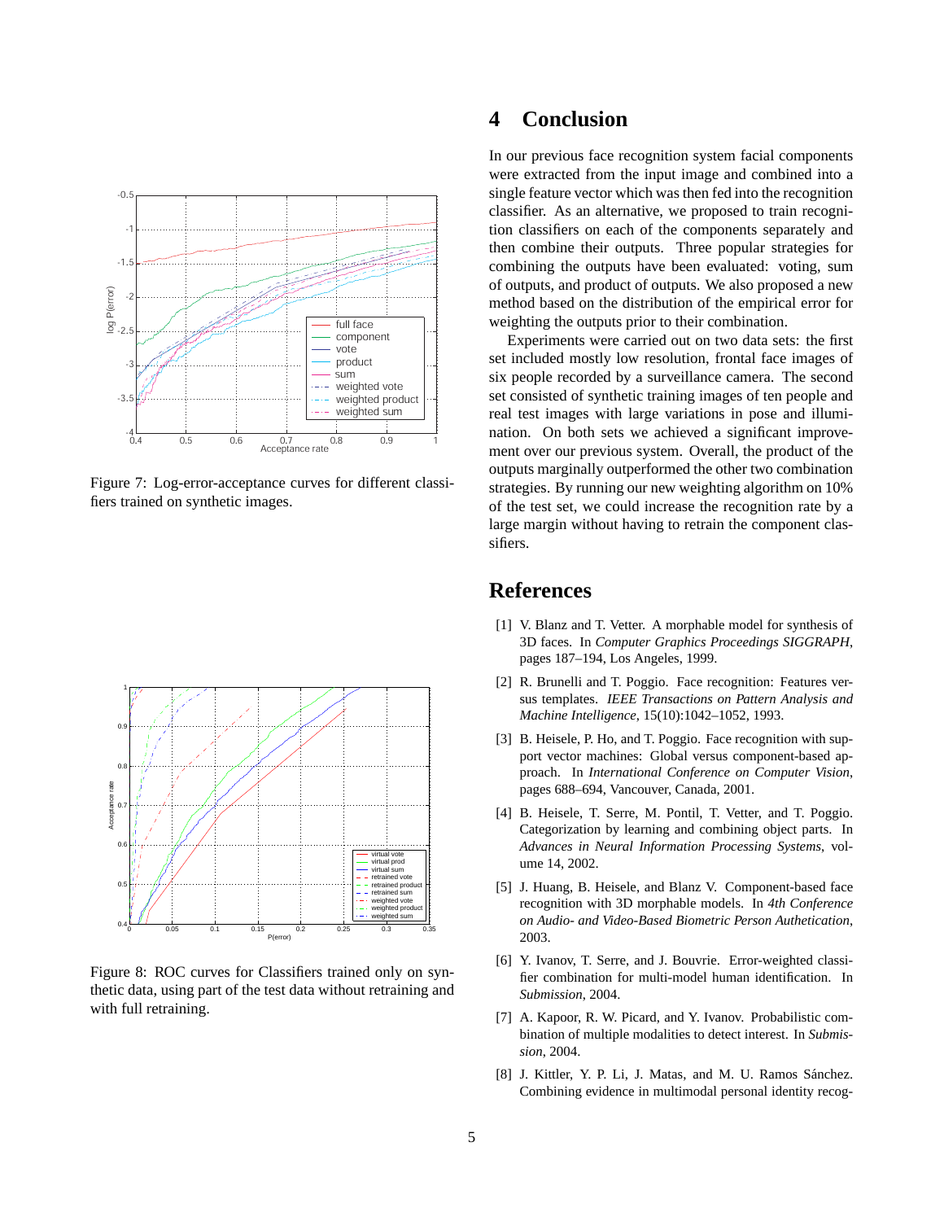Figure 7: Log-error-acceptance curves for different classifiers trained on synthetic images.

Figure 8: ROC curves for Classifiers trained only on synthetic data, using part of the test data without retraining and with full retraining.

# 4 Conclusion

In our previous face recognition system facial components were extracted from the input image and combined into a single feature vector which was then fed into the recognition classifier. As an alternative, we proposed to train recognition classifiers on each of the components separately and then combine their outputs. Three popular strategies for combining the outputs have been evaluated: voting, sum of outputs, and product of outputs. We also proposed a new method based on the distribution of the empirical error for weighting the outputs prior to their combination.

Experiments were carried out on two data sets: the first set included mostly low resolution, frontal face images of six people recorded by a surveillance camera. The second set consisted of synthetic training images of ten people and real test images with large variations in pose and illumination. On both sets we achieved a significant improvement over our previous system. Overall, the product of the outputs marginally outperformed the other two combination strategies. By running our new weighting algorithm on 10% of the test set, we could increase the recognition rate by a large margin without having to retrain the component classifiers.

# References

[1] V. Blanz and T. Vetter. A morphable model for synthesis of 3D faces. In *Computer Graphics Proceedings SIGGRAPH*, pages 187–194, Los Angeles, 1999.

[2] R. Brunelli and T. Poggio. Face recognition: Features versus templates. *IEEE Transactions on Pattern Analysis and Machine Intelligence*, 15(10):1042–1052, 1993.

[3] B. Heisele, P. Ho, and T. Poggio. Face recognition with support vector machines: Global versus component-based approach. In *International Conference on Computer Vision*, pages 688–694, Vancouver, Canada, 2001.

[4] B. Heisele, T. Serre, M. Pontil, T. Vetter, and T. Poggio. Categorization by learning and combining object parts. In *Advances in Neural Information Processing Systems*, volume 14, 2002.

[5] J. Huang, B. Heisele, and Blanz V. Component-based face recognition with 3D morphable models. In *4th Conference on Audio- and Video-Based Biometric Person Authetication*, 2003.

[6] Y. Ivanov, T. Serre, and J. Bouvrie. Error-weighted classifier combination for multi-model human identification. In *Submission*, 2004.

[7] A. Kapoor, R. W. Picard, and Y. Ivanov. Probabilistic combination of multiple modalities to detect interest. In *Submission*, 2004.

[8] J. Kittler, Y. P. Li, J. Matas, and M. U. Ramos Sánchez. Combining evidence in multimodal personal identity recog-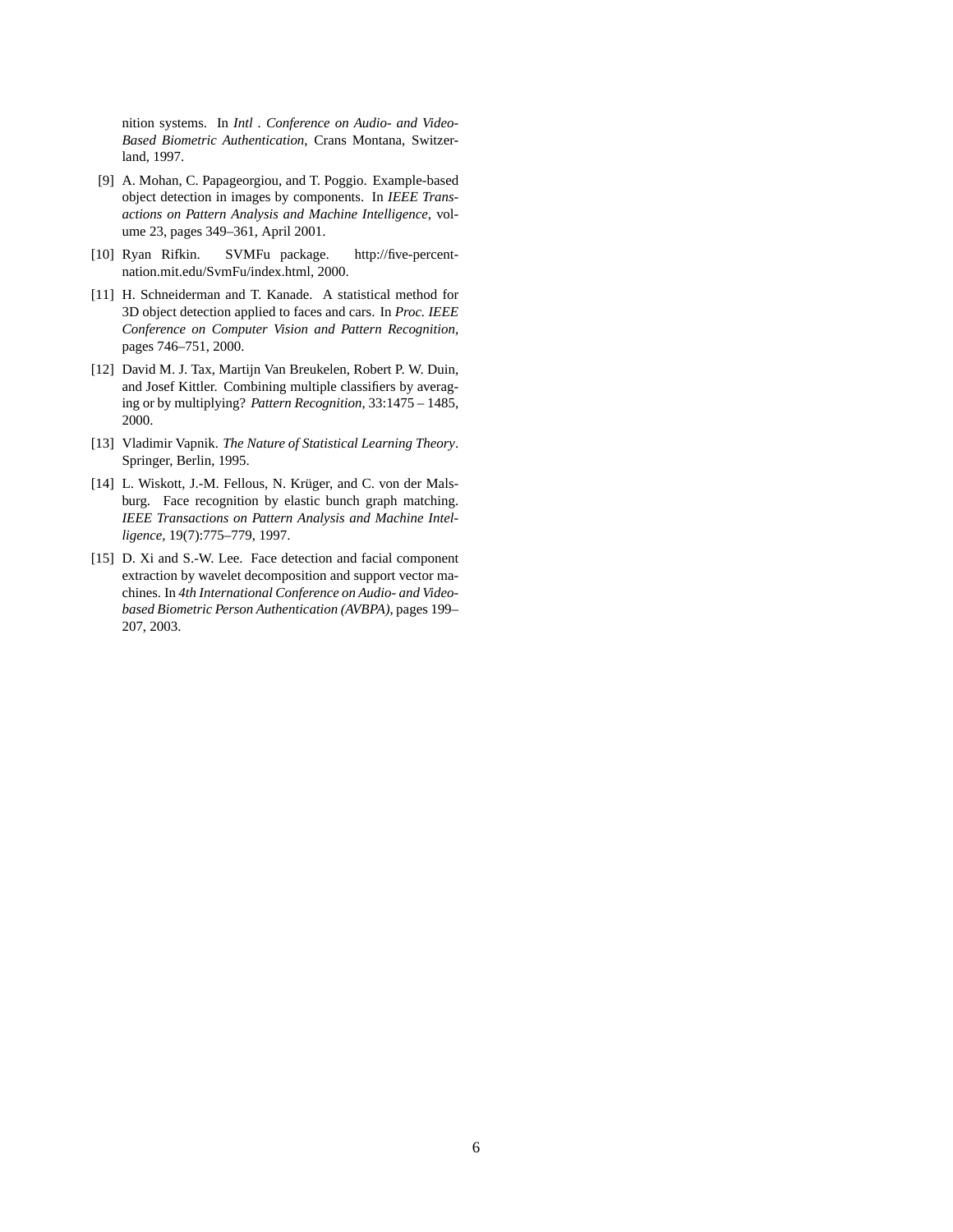nition systems. In *Intl . Conference on Audio- and Video-Based Biometric Authentication*, Crans Montana, Switzerland, 1997.

[9] A. Mohan, C. Papageorgiou, and T. Poggio. Example-based object detection in images by components. In *IEEE Transactions on Pattern Analysis and Machine Intelligence*, volume 23, pages 349–361, April 2001.

[10] Ryan Rifkin. SVMFu package. http://five-percent-nation.mit.edu/SvmFu/index.html, 2000.

[11] H. Schneiderman and T. Kanade. A statistical method for 3D object detection applied to faces and cars. In *Proc. IEEE Conference on Computer Vision and Pattern Recognition*, pages 746–751, 2000.

[12] David M. J. Tax, Martijn Van Breukelen, Robert P. W. Duin, and Josef Kittler. Combining multiple classifiers by averaging or by multiplying? *Pattern Recognition*, 33:1475 – 1485, 2000.

[13] Vladimir Vapnik. *The Nature of Statistical Learning Theory*. Springer, Berlin, 1995.

[14] L. Wiskott, J.-M. Fellous, N. Krüger, and C. von der Malsburg. Face recognition by elastic bunch graph matching. *IEEE Transactions on Pattern Analysis and Machine Intelligence*, 19(7):775–779, 1997.

[15] D. Xi and S.-W. Lee. Face detection and facial component extraction by wavelet decomposition and support vector machines. In *4th International Conference on Audio- and Video-based Biometric Person Authentication (AVBPA)*, pages 199–207, 2003.